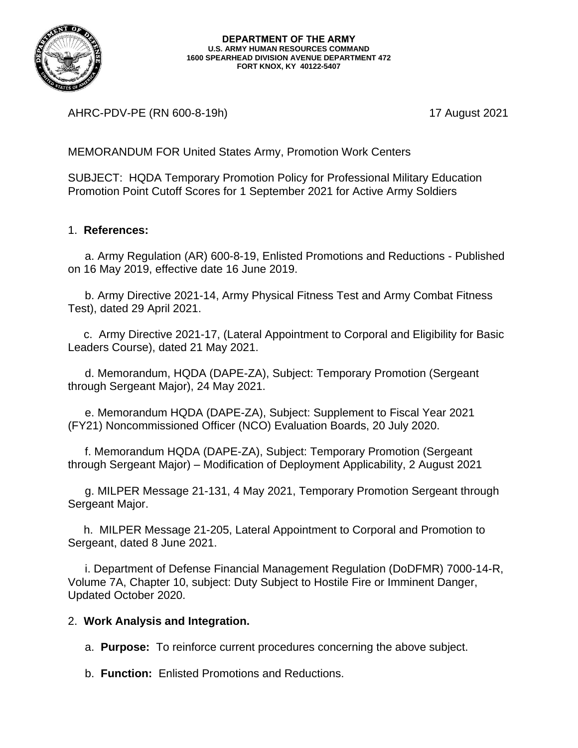**DEPARTMENT OF THE ARMY**
**U.S. ARMY HUMAN RESOURCES COMMAND**
**1600 SPEARHEAD DIVISION AVENUE DEPARTMENT 472**
**FORT KNOX, KY 40122-5407**

AHRC-PDV-PE (RN 600-8-19h) 17 August 2021

MEMORANDUM FOR United States Army, Promotion Work Centers

SUBJECT: HQDA Temporary Promotion Policy for Professional Military Education Promotion Point Cutoff Scores for 1 September 2021 for Active Army Soldiers

1. **References:**

   a. Army Regulation (AR) 600-8-19, Enlisted Promotions and Reductions - Published on 16 May 2019, effective date 16 June 2019.

   b. Army Directive 2021-14, Army Physical Fitness Test and Army Combat Fitness Test), dated 29 April 2021.

   c. Army Directive 2021-17, (Lateral Appointment to Corporal and Eligibility for Basic Leaders Course), dated 21 May 2021.

   d. Memorandum, HQDA (DAPE-ZA), Subject: Temporary Promotion (Sergeant through Sergeant Major), 24 May 2021.

   e. Memorandum HQDA (DAPE-ZA), Subject: Supplement to Fiscal Year 2021 (FY21) Noncommissioned Officer (NCO) Evaluation Boards, 20 July 2020.

   f. Memorandum HQDA (DAPE-ZA), Subject: Temporary Promotion (Sergeant through Sergeant Major) – Modification of Deployment Applicability, 2 August 2021

   g. MILPER Message 21-131, 4 May 2021, Temporary Promotion Sergeant through Sergeant Major.

   h. MILPER Message 21-205, Lateral Appointment to Corporal and Promotion to Sergeant, dated 8 June 2021.

   i. Department of Defense Financial Management Regulation (DoDFMR) 7000-14-R, Volume 7A, Chapter 10, subject: Duty Subject to Hostile Fire or Imminent Danger, Updated October 2020.

2. **Work Analysis and Integration.**

   a. **Purpose:** To reinforce current procedures concerning the above subject.

   b. **Function:** Enlisted Promotions and Reductions.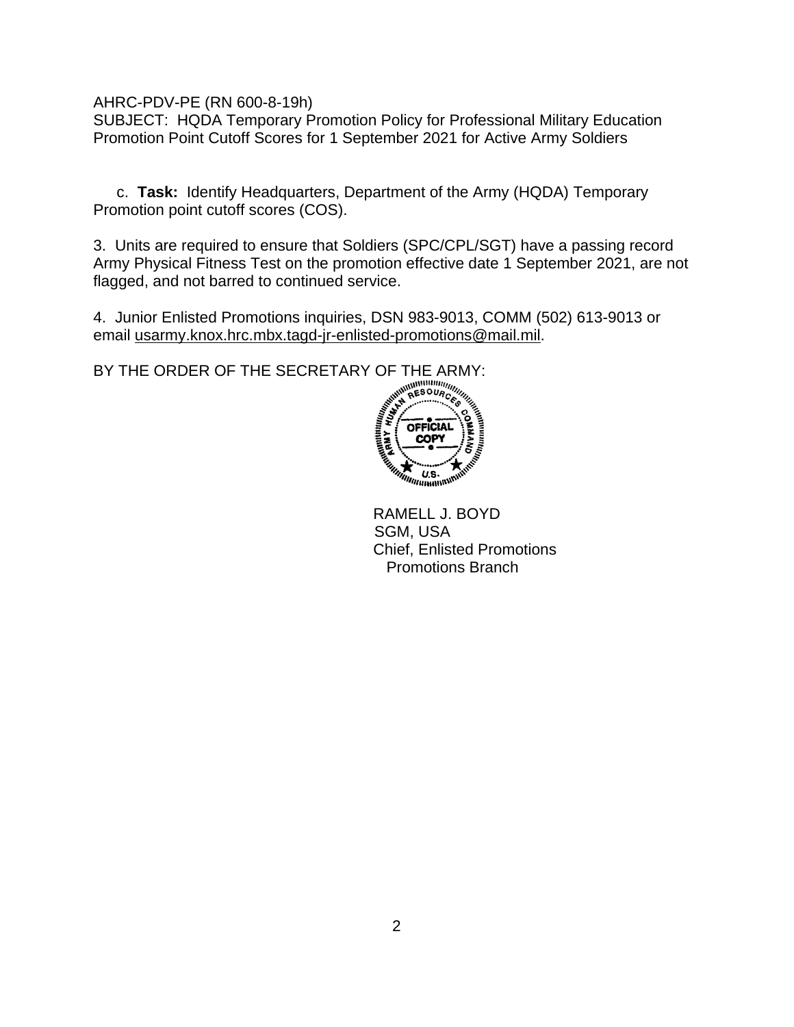AHRC-PDV-PE (RN 600-8-19h)
SUBJECT: HQDA Temporary Promotion Policy for Professional Military Education Promotion Point Cutoff Scores for 1 September 2021 for Active Army Soldiers

c. **Task:** Identify Headquarters, Department of the Army (HQDA) Temporary Promotion point cutoff scores (COS).

3. Units are required to ensure that Soldiers (SPC/CPL/SGT) have a passing record Army Physical Fitness Test on the promotion effective date 1 September 2021, are not flagged, and not barred to continued service.

4. Junior Enlisted Promotions inquiries, DSN 983-9013, COMM (502) 613-9013 or email usarmy.knox.hrc.mbx.tagd-jr-enlisted-promotions@mail.mil.

BY THE ORDER OF THE SECRETARY OF THE ARMY:

ARMY HUMAN RESOURCES COMMAND
OFFICIAL COPY
U.S.

RAMELL J. BOYD
SGM, USA
Chief, Enlisted Promotions
Promotions Branch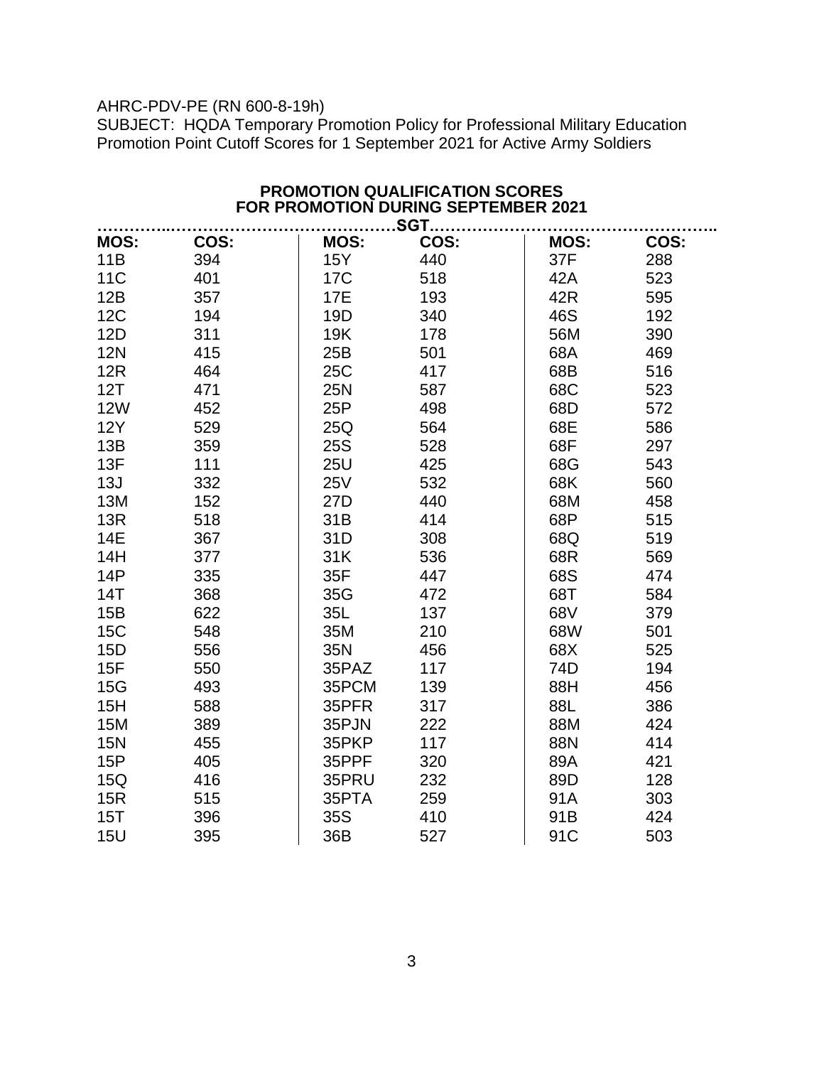AHRC-PDV-PE (RN 600-8-19h)
SUBJECT: HQDA Temporary Promotion Policy for Professional Military Education Promotion Point Cutoff Scores for 1 September 2021 for Active Army Soldiers

## PROMOTION QUALIFICATION SCORES FOR PROMOTION DURING SEPTEMBER 2021

**SGT**

| MOS: | COS: | MOS: | COS: | MOS: | COS: |
|---|---|---|---|---|---|
| 11B | 394 | 15Y | 440 | 37F | 288 |
| 11C | 401 | 17C | 518 | 42A | 523 |
| 12B | 357 | 17E | 193 | 42R | 595 |
| 12C | 194 | 19D | 340 | 46S | 192 |
| 12D | 311 | 19K | 178 | 56M | 390 |
| 12N | 415 | 25B | 501 | 68A | 469 |
| 12R | 464 | 25C | 417 | 68B | 516 |
| 12T | 471 | 25N | 587 | 68C | 523 |
| 12W | 452 | 25P | 498 | 68D | 572 |
| 12Y | 529 | 25Q | 564 | 68E | 586 |
| 13B | 359 | 25S | 528 | 68F | 297 |
| 13F | 111 | 25U | 425 | 68G | 543 |
| 13J | 332 | 25V | 532 | 68K | 560 |
| 13M | 152 | 27D | 440 | 68M | 458 |
| 13R | 518 | 31B | 414 | 68P | 515 |
| 14E | 367 | 31D | 308 | 68Q | 519 |
| 14H | 377 | 31K | 536 | 68R | 569 |
| 14P | 335 | 35F | 447 | 68S | 474 |
| 14T | 368 | 35G | 472 | 68T | 584 |
| 15B | 622 | 35L | 137 | 68V | 379 |
| 15C | 548 | 35M | 210 | 68W | 501 |
| 15D | 556 | 35N | 456 | 68X | 525 |
| 15F | 550 | 35PAZ | 117 | 74D | 194 |
| 15G | 493 | 35PCM | 139 | 88H | 456 |
| 15H | 588 | 35PFR | 317 | 88L | 386 |
| 15M | 389 | 35PJN | 222 | 88M | 424 |
| 15N | 455 | 35PKP | 117 | 88N | 414 |
| 15P | 405 | 35PPF | 320 | 89A | 421 |
| 15Q | 416 | 35PRU | 232 | 89D | 128 |
| 15R | 515 | 35PTA | 259 | 91A | 303 |
| 15T | 396 | 35S | 410 | 91B | 424 |
| 15U | 395 | 36B | 527 | 91C | 503 |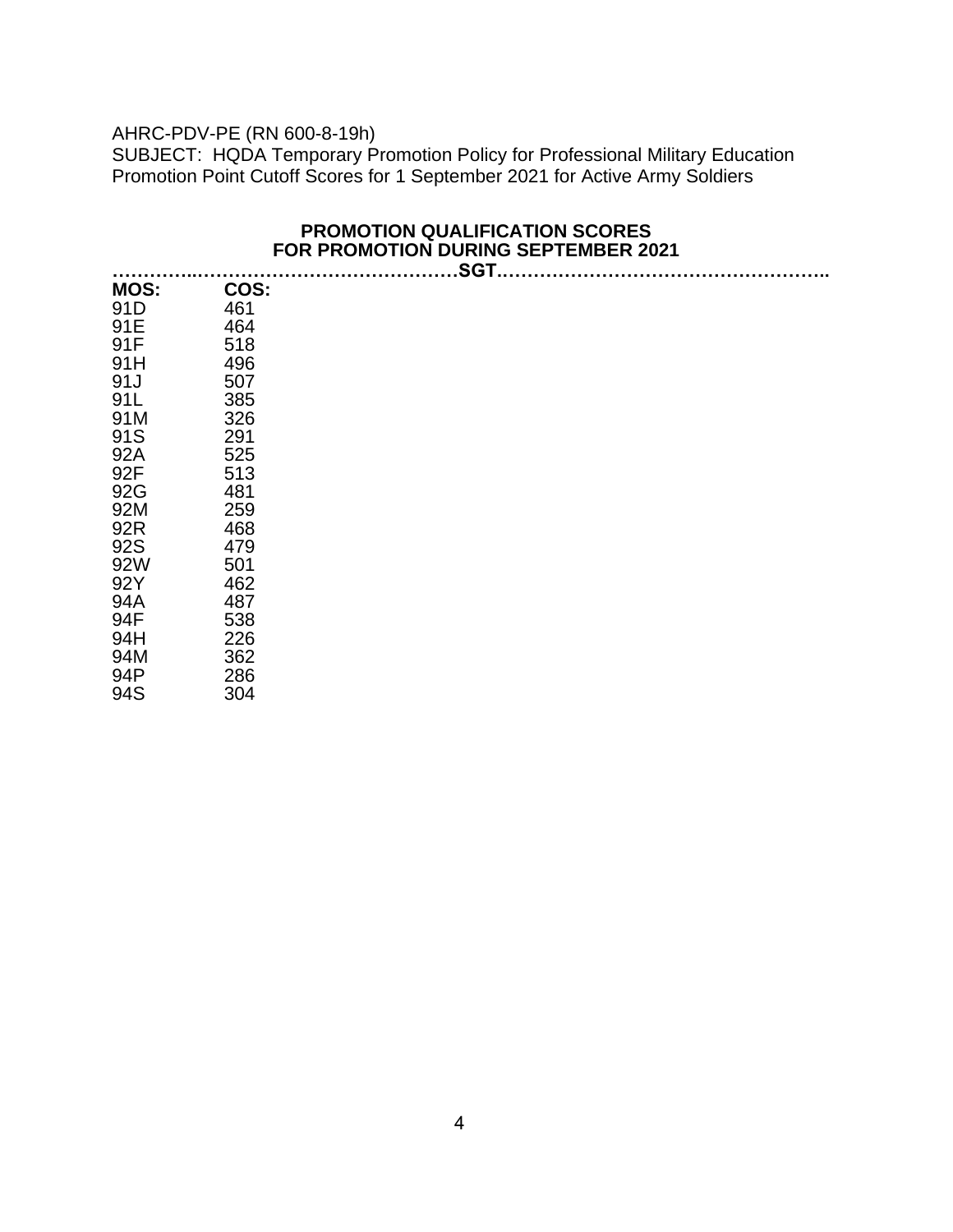AHRC-PDV-PE (RN 600-8-19h)
SUBJECT: HQDA Temporary Promotion Policy for Professional Military Education Promotion Point Cutoff Scores for 1 September 2021 for Active Army Soldiers

**PROMOTION QUALIFICATION SCORES**
**FOR PROMOTION DURING SEPTEMBER 2021**

**……………..…………………………………SGT………………………………………………..**

| MOS: | COS: |
|---|---|
| 91D | 461 |
| 91E | 464 |
| 91F | 518 |
| 91H | 496 |
| 91J | 507 |
| 91L | 385 |
| 91M | 326 |
| 91S | 291 |
| 92A | 525 |
| 92F | 513 |
| 92G | 481 |
| 92M | 259 |
| 92R | 468 |
| 92S | 479 |
| 92W | 501 |
| 92Y | 462 |
| 94A | 487 |
| 94F | 538 |
| 94H | 226 |
| 94M | 362 |
| 94P | 286 |
| 94S | 304 |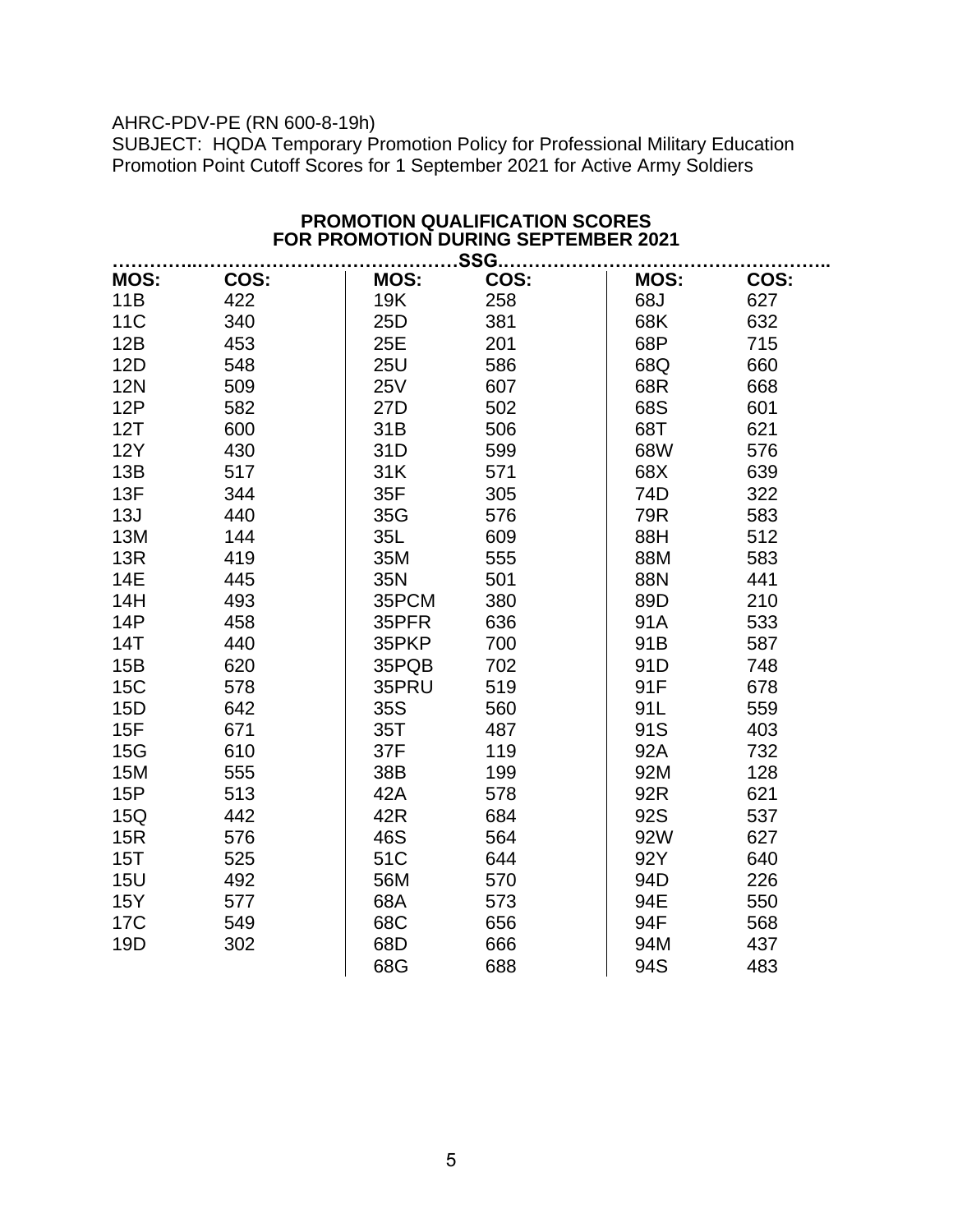AHRC-PDV-PE (RN 600-8-19h)
SUBJECT: HQDA Temporary Promotion Policy for Professional Military Education Promotion Point Cutoff Scores for 1 September 2021 for Active Army Soldiers

**PROMOTION QUALIFICATION SCORES**
**FOR PROMOTION DURING SEPTEMBER 2021**

**SSG**

| MOS: | COS: | MOS: | COS: | MOS: | COS: |
|---|---|---|---|---|---|
| 11B | 422 | 19K | 258 | 68J | 627 |
| 11C | 340 | 25D | 381 | 68K | 632 |
| 12B | 453 | 25E | 201 | 68P | 715 |
| 12D | 548 | 25U | 586 | 68Q | 660 |
| 12N | 509 | 25V | 607 | 68R | 668 |
| 12P | 582 | 27D | 502 | 68S | 601 |
| 12T | 600 | 31B | 506 | 68T | 621 |
| 12Y | 430 | 31D | 599 | 68W | 576 |
| 13B | 517 | 31K | 571 | 68X | 639 |
| 13F | 344 | 35F | 305 | 74D | 322 |
| 13J | 440 | 35G | 576 | 79R | 583 |
| 13M | 144 | 35L | 609 | 88H | 512 |
| 13R | 419 | 35M | 555 | 88M | 583 |
| 14E | 445 | 35N | 501 | 88N | 441 |
| 14H | 493 | 35PCM | 380 | 89D | 210 |
| 14P | 458 | 35PFR | 636 | 91A | 533 |
| 14T | 440 | 35PKP | 700 | 91B | 587 |
| 15B | 620 | 35PQB | 702 | 91D | 748 |
| 15C | 578 | 35PRU | 519 | 91F | 678 |
| 15D | 642 | 35S | 560 | 91L | 559 |
| 15F | 671 | 35T | 487 | 91S | 403 |
| 15G | 610 | 37F | 119 | 92A | 732 |
| 15M | 555 | 38B | 199 | 92M | 128 |
| 15P | 513 | 42A | 578 | 92R | 621 |
| 15Q | 442 | 42R | 684 | 92S | 537 |
| 15R | 576 | 46S | 564 | 92W | 627 |
| 15T | 525 | 51C | 644 | 92Y | 640 |
| 15U | 492 | 56M | 570 | 94D | 226 |
| 15Y | 577 | 68A | 573 | 94E | 550 |
| 17C | 549 | 68C | 656 | 94F | 568 |
| 19D | 302 | 68D | 666 | 94M | 437 |
| | | 68G | 688 | 94S | 483 |